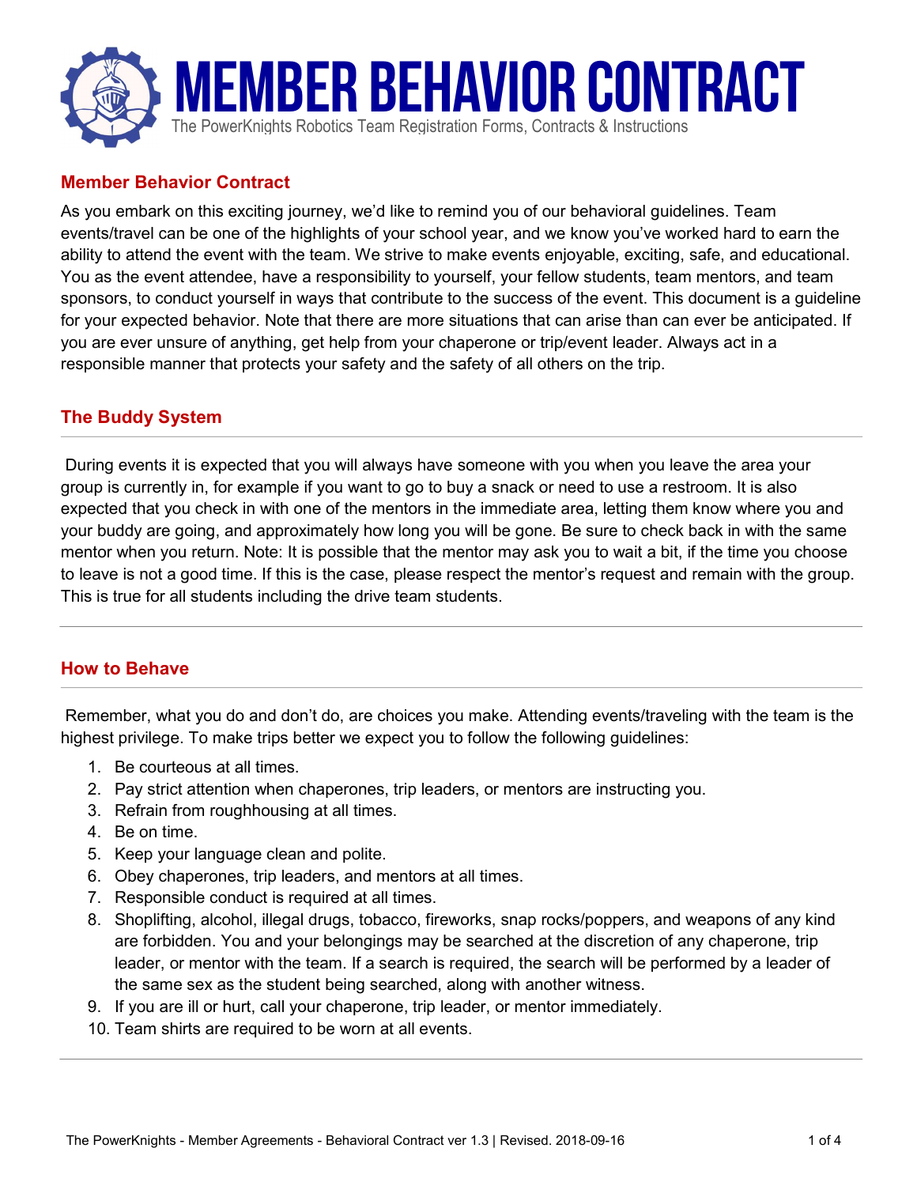# MEMBER BEHAVIOR CONTRACT

The PowerKnights Robotics Team Registration Forms, Contracts & Instructions

## Member Behavior Contract

As you embark on this exciting journey, we'd like to remind you of our behavioral guidelines. Team events/travel can be one of the highlights of your school year, and we know you've worked hard to earn the ability to attend the event with the team. We strive to make events enjoyable, exciting, safe, and educational. You as the event attendee, have a responsibility to yourself, your fellow students, team mentors, and team sponsors, to conduct yourself in ways that contribute to the success of the event. This document is a guideline for your expected behavior. Note that there are more situations that can arise than can ever be anticipated. If you are ever unsure of anything, get help from your chaperone or trip/event leader. Always act in a responsible manner that protects your safety and the safety of all others on the trip.

## The Buddy System

During events it is expected that you will always have someone with you when you leave the area your group is currently in, for example if you want to go to buy a snack or need to use a restroom. It is also expected that you check in with one of the mentors in the immediate area, letting them know where you and your buddy are going, and approximately how long you will be gone. Be sure to check back in with the same mentor when you return. Note: It is possible that the mentor may ask you to wait a bit, if the time you choose to leave is not a good time. If this is the case, please respect the mentor's request and remain with the group. This is true for all students including the drive team students.

## How to Behave

Remember, what you do and don't do, are choices you make. Attending events/traveling with the team is the highest privilege. To make trips better we expect you to follow the following guidelines:

1. Be courteous at all times.
2. Pay strict attention when chaperones, trip leaders, or mentors are instructing you.
3. Refrain from roughhousing at all times.
4. Be on time.
5. Keep your language clean and polite.
6. Obey chaperones, trip leaders, and mentors at all times.
7. Responsible conduct is required at all times.
8. Shoplifting, alcohol, illegal drugs, tobacco, fireworks, snap rocks/poppers, and weapons of any kind are forbidden. You and your belongings may be searched at the discretion of any chaperone, trip leader, or mentor with the team. If a search is required, the search will be performed by a leader of the same sex as the student being searched, along with another witness.
9. If you are ill or hurt, call your chaperone, trip leader, or mentor immediately.
10. Team shirts are required to be worn at all events.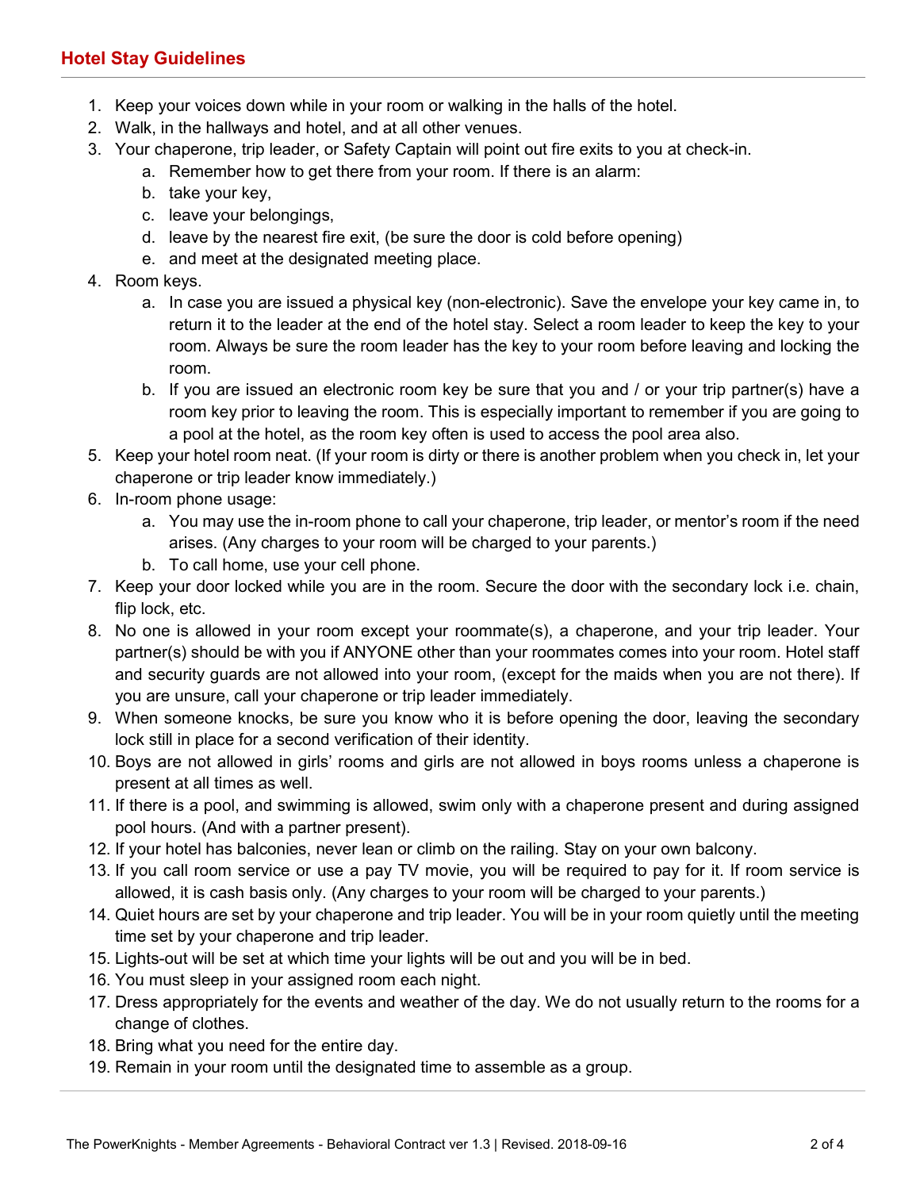## Hotel Stay Guidelines

1. Keep your voices down while in your room or walking in the halls of the hotel.
2. Walk, in the hallways and hotel, and at all other venues.
3. Your chaperone, trip leader, or Safety Captain will point out fire exits to you at check-in.
    a. Remember how to get there from your room. If there is an alarm:
    b. take your key,
    c. leave your belongings,
    d. leave by the nearest fire exit, (be sure the door is cold before opening)
    e. and meet at the designated meeting place.
4. Room keys.
    a. In case you are issued a physical key (non-electronic). Save the envelope your key came in, to return it to the leader at the end of the hotel stay. Select a room leader to keep the key to your room. Always be sure the room leader has the key to your room before leaving and locking the room.
    b. If you are issued an electronic room key be sure that you and / or your trip partner(s) have a room key prior to leaving the room. This is especially important to remember if you are going to a pool at the hotel, as the room key often is used to access the pool area also.
5. Keep your hotel room neat. (If your room is dirty or there is another problem when you check in, let your chaperone or trip leader know immediately.)
6. In-room phone usage:
    a. You may use the in-room phone to call your chaperone, trip leader, or mentor's room if the need arises. (Any charges to your room will be charged to your parents.)
    b. To call home, use your cell phone.
7. Keep your door locked while you are in the room. Secure the door with the secondary lock i.e. chain, flip lock, etc.
8. No one is allowed in your room except your roommate(s), a chaperone, and your trip leader. Your partner(s) should be with you if ANYONE other than your roommates comes into your room. Hotel staff and security guards are not allowed into your room, (except for the maids when you are not there). If you are unsure, call your chaperone or trip leader immediately.
9. When someone knocks, be sure you know who it is before opening the door, leaving the secondary lock still in place for a second verification of their identity.
10. Boys are not allowed in girls' rooms and girls are not allowed in boys rooms unless a chaperone is present at all times as well.
11. If there is a pool, and swimming is allowed, swim only with a chaperone present and during assigned pool hours. (And with a partner present).
12. If your hotel has balconies, never lean or climb on the railing. Stay on your own balcony.
13. If you call room service or use a pay TV movie, you will be required to pay for it. If room service is allowed, it is cash basis only. (Any charges to your room will be charged to your parents.)
14. Quiet hours are set by your chaperone and trip leader. You will be in your room quietly until the meeting time set by your chaperone and trip leader.
15. Lights-out will be set at which time your lights will be out and you will be in bed.
16. You must sleep in your assigned room each night.
17. Dress appropriately for the events and weather of the day. We do not usually return to the rooms for a change of clothes.
18. Bring what you need for the entire day.
19. Remain in your room until the designated time to assemble as a group.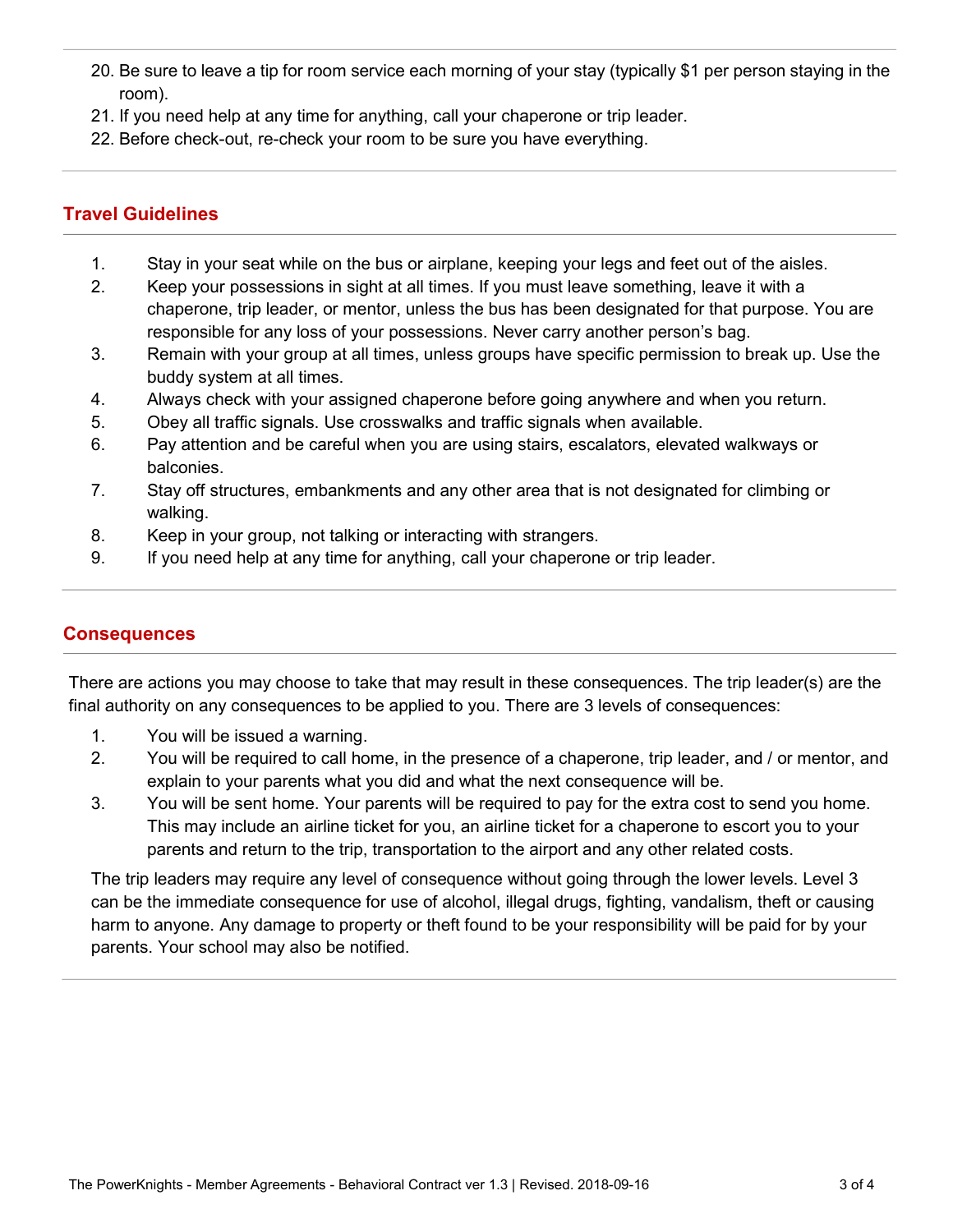20. Be sure to leave a tip for room service each morning of your stay (typically $1 per person staying in the room).
21. If you need help at any time for anything, call your chaperone or trip leader.
22. Before check-out, re-check your room to be sure you have everything.

## Travel Guidelines

1. Stay in your seat while on the bus or airplane, keeping your legs and feet out of the aisles.
2. Keep your possessions in sight at all times. If you must leave something, leave it with a chaperone, trip leader, or mentor, unless the bus has been designated for that purpose. You are responsible for any loss of your possessions. Never carry another person's bag.
3. Remain with your group at all times, unless groups have specific permission to break up. Use the buddy system at all times.
4. Always check with your assigned chaperone before going anywhere and when you return.
5. Obey all traffic signals. Use crosswalks and traffic signals when available.
6. Pay attention and be careful when you are using stairs, escalators, elevated walkways or balconies.
7. Stay off structures, embankments and any other area that is not designated for climbing or walking.
8. Keep in your group, not talking or interacting with strangers.
9. If you need help at any time for anything, call your chaperone or trip leader.

## Consequences

There are actions you may choose to take that may result in these consequences. The trip leader(s) are the final authority on any consequences to be applied to you. There are 3 levels of consequences:

1. You will be issued a warning.
2. You will be required to call home, in the presence of a chaperone, trip leader, and / or mentor, and explain to your parents what you did and what the next consequence will be.
3. You will be sent home. Your parents will be required to pay for the extra cost to send you home. This may include an airline ticket for you, an airline ticket for a chaperone to escort you to your parents and return to the trip, transportation to the airport and any other related costs.

The trip leaders may require any level of consequence without going through the lower levels. Level 3 can be the immediate consequence for use of alcohol, illegal drugs, fighting, vandalism, theft or causing harm to anyone. Any damage to property or theft found to be your responsibility will be paid for by your parents. Your school may also be notified.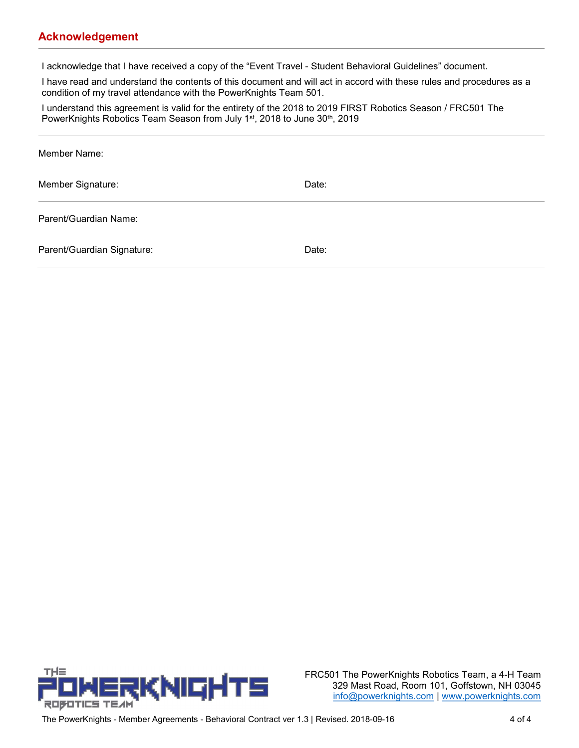## Acknowledgement

I acknowledge that I have received a copy of the "Event Travel - Student Behavioral Guidelines" document.

I have read and understand the contents of this document and will act in accord with these rules and procedures as a condition of my travel attendance with the PowerKnights Team 501.

I understand this agreement is valid for the entirety of the 2018 to 2019 FIRST Robotics Season / FRC501 The PowerKnights Robotics Team Season from July 1st, 2018 to June 30th, 2019

---

Member Name:

Member Signature: Date:

---

Parent/Guardian Name:

Parent/Guardian Signature: Date:

---

FRC501 The PowerKnights Robotics Team, a 4-H Team
329 Mast Road, Room 101, Goffstown, NH 03045
info@powerknights.com | www.powerknights.com

The PowerKnights - Member Agreements - Behavioral Contract ver 1.3 | Revised. 2018-09-16